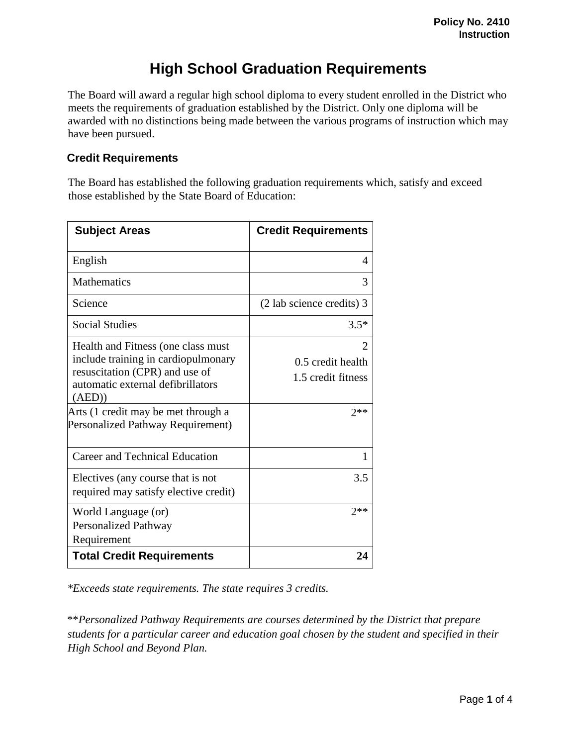Policy No. 2410
Instruction

# High School Graduation Requirements

The Board will award a regular high school diploma to every student enrolled in the District who meets the requirements of graduation established by the District. Only one diploma will be awarded with no distinctions being made between the various programs of instruction which may have been pursued.

## Credit Requirements

The Board has established the following graduation requirements which, satisfy and exceed those established by the State Board of Education:

| Subject Areas | Credit Requirements |
|---|---|
| English | 4 |
| Mathematics | 3 |
| Science | (2 lab science credits) 3 |
| Social Studies | 3.5* |
| Health and Fitness (one class must include training in cardiopulmonary resuscitation (CPR) and use of automatic external defibrillators (AED)) | 2<br>0.5 credit health<br>1.5 credit fitness |
| Arts (1 credit may be met through a Personalized Pathway Requirement) | 2** |
| Career and Technical Education | 1 |
| Electives (any course that is not required may satisfy elective credit) | 3.5 |
| World Language (or) Personalized Pathway Requirement | 2** |
| **Total Credit Requirements** | **24** |

*\*Exceeds state requirements. The state requires 3 credits.*

\*\**Personalized Pathway Requirements are courses determined by the District that prepare students for a particular career and education goal chosen by the student and specified in their High School and Beyond Plan.*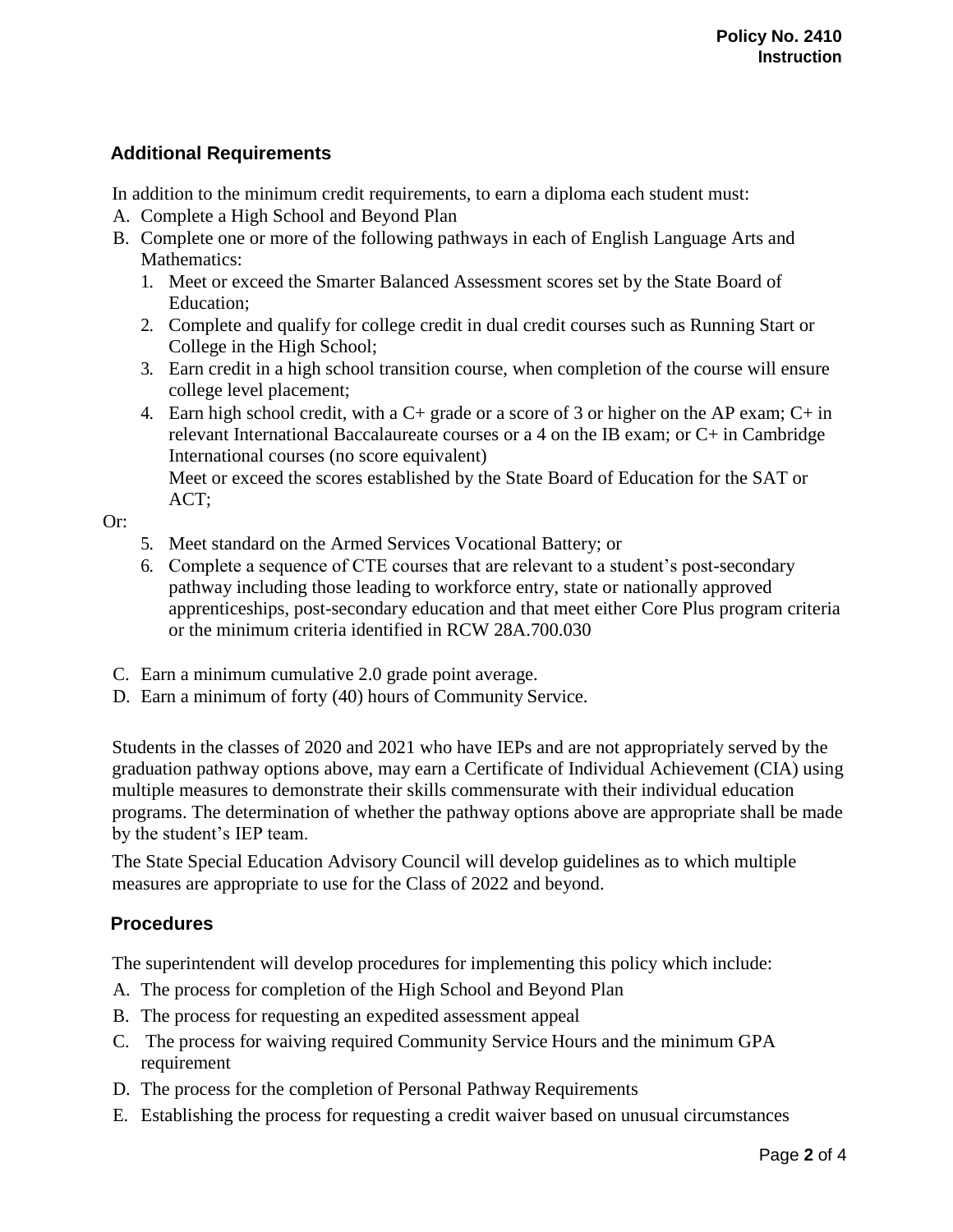## Additional Requirements

In addition to the minimum credit requirements, to earn a diploma each student must:

A. Complete a High School and Beyond Plan
B. Complete one or more of the following pathways in each of English Language Arts and Mathematics:
    1. Meet or exceed the Smarter Balanced Assessment scores set by the State Board of Education;
    2. Complete and qualify for college credit in dual credit courses such as Running Start or College in the High School;
    3. Earn credit in a high school transition course, when completion of the course will ensure college level placement;
    4. Earn high school credit, with a C+ grade or a score of 3 or higher on the AP exam; C+ in relevant International Baccalaureate courses or a 4 on the IB exam; or C+ in Cambridge International courses (no score equivalent)
       Meet or exceed the scores established by the State Board of Education for the SAT or ACT;

Or:

    5. Meet standard on the Armed Services Vocational Battery; or
    6. Complete a sequence of CTE courses that are relevant to a student's post-secondary pathway including those leading to workforce entry, state or nationally approved apprenticeships, post-secondary education and that meet either Core Plus program criteria or the minimum criteria identified in RCW 28A.700.030

C. Earn a minimum cumulative 2.0 grade point average.
D. Earn a minimum of forty (40) hours of Community Service.

Students in the classes of 2020 and 2021 who have IEPs and are not appropriately served by the graduation pathway options above, may earn a Certificate of Individual Achievement (CIA) using multiple measures to demonstrate their skills commensurate with their individual education programs. The determination of whether the pathway options above are appropriate shall be made by the student's IEP team.

The State Special Education Advisory Council will develop guidelines as to which multiple measures are appropriate to use for the Class of 2022 and beyond.

## Procedures

The superintendent will develop procedures for implementing this policy which include:

A. The process for completion of the High School and Beyond Plan
B. The process for requesting an expedited assessment appeal
C. The process for waiving required Community Service Hours and the minimum GPA requirement
D. The process for the completion of Personal Pathway Requirements
E. Establishing the process for requesting a credit waiver based on unusual circumstances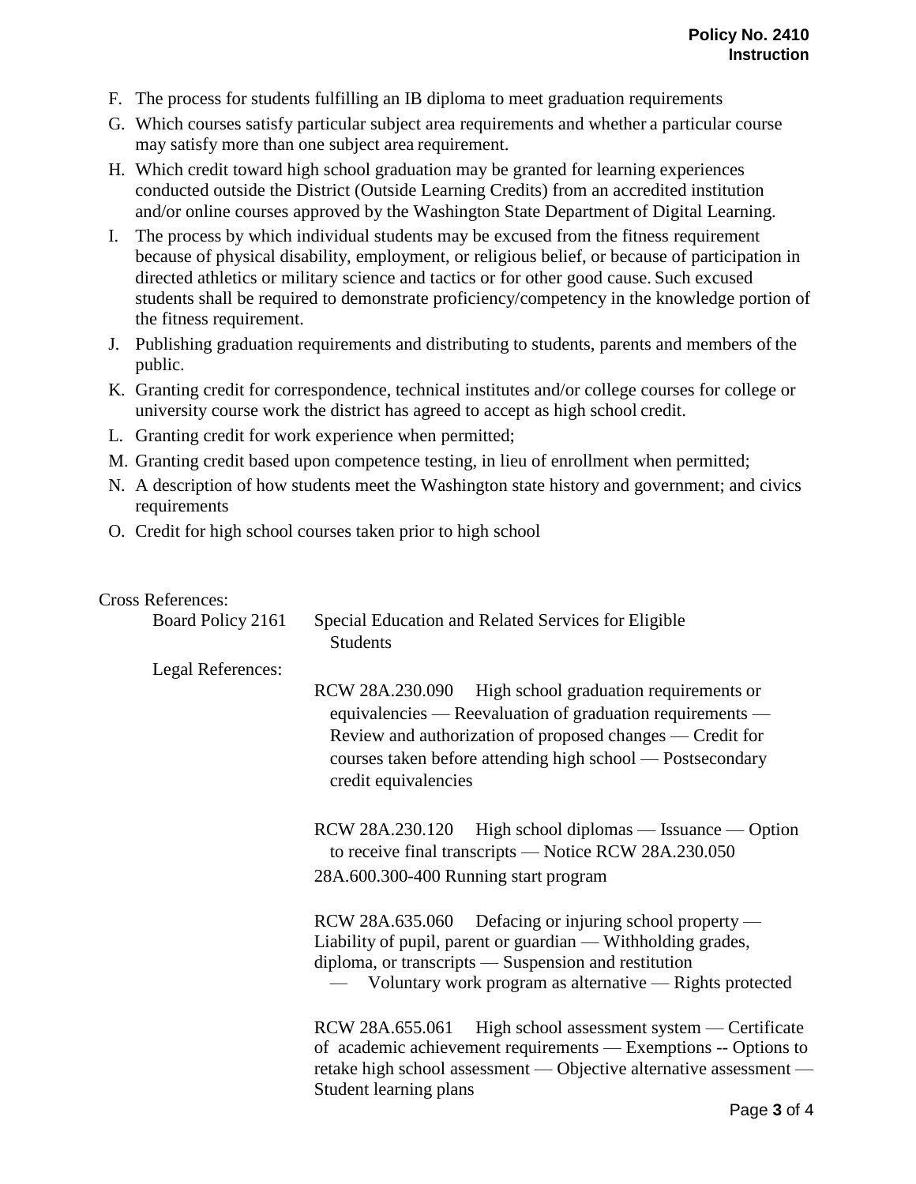F. The process for students fulfilling an IB diploma to meet graduation requirements

G. Which courses satisfy particular subject area requirements and whether a particular course may satisfy more than one subject area requirement.

H. Which credit toward high school graduation may be granted for learning experiences conducted outside the District (Outside Learning Credits) from an accredited institution and/or online courses approved by the Washington State Department of Digital Learning.

I. The process by which individual students may be excused from the fitness requirement because of physical disability, employment, or religious belief, or because of participation in directed athletics or military science and tactics or for other good cause. Such excused students shall be required to demonstrate proficiency/competency in the knowledge portion of the fitness requirement.

J. Publishing graduation requirements and distributing to students, parents and members of the public.

K. Granting credit for correspondence, technical institutes and/or college courses for college or university course work the district has agreed to accept as high school credit.

L. Granting credit for work experience when permitted;

M. Granting credit based upon competence testing, in lieu of enrollment when permitted;

N. A description of how students meet the Washington state history and government; and civics requirements

O. Credit for high school courses taken prior to high school

Cross References:

Board Policy 2161 — Special Education and Related Services for Eligible Students

Legal References:

RCW 28A.230.090 High school graduation requirements or equivalencies — Reevaluation of graduation requirements — Review and authorization of proposed changes — Credit for courses taken before attending high school — Postsecondary credit equivalencies

RCW 28A.230.120 High school diplomas — Issuance — Option to receive final transcripts — Notice RCW 28A.230.050

28A.600.300-400 Running start program

RCW 28A.635.060 Defacing or injuring school property — Liability of pupil, parent or guardian — Withholding grades, diploma, or transcripts — Suspension and restitution — Voluntary work program as alternative — Rights protected

RCW 28A.655.061 High school assessment system — Certificate of academic achievement requirements — Exemptions -- Options to retake high school assessment — Objective alternative assessment — Student learning plans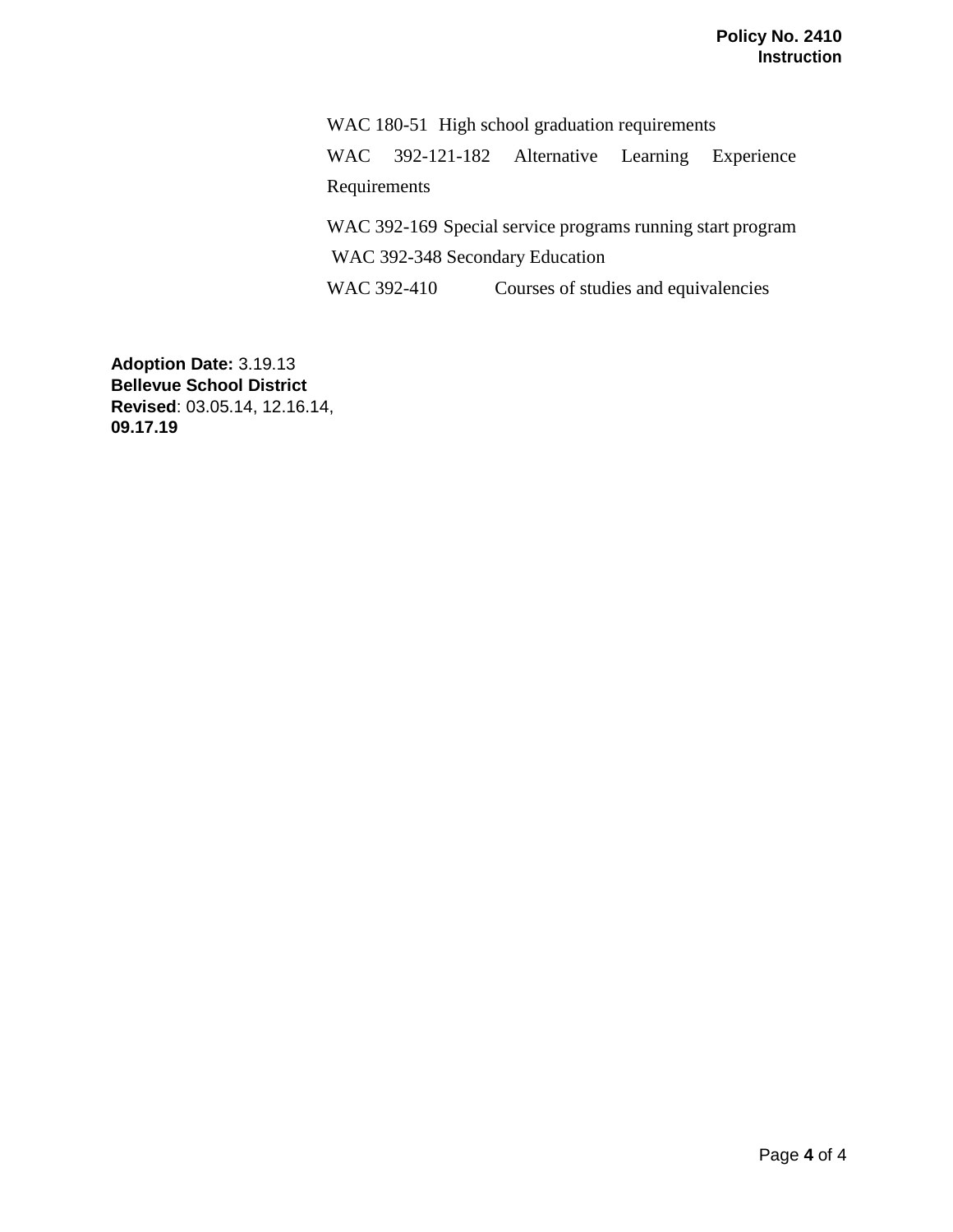WAC 180-51 High school graduation requirements

WAC 392-121-182 Alternative Learning Experience Requirements

WAC 392-169 Special service programs running start program

WAC 392-348 Secondary Education

WAC 392-410 Courses of studies and equivalencies

**Adoption Date:** 3.19.13
**Bellevue School District**
**Revised**: 03.05.14, 12.16.14, **09.17.19**